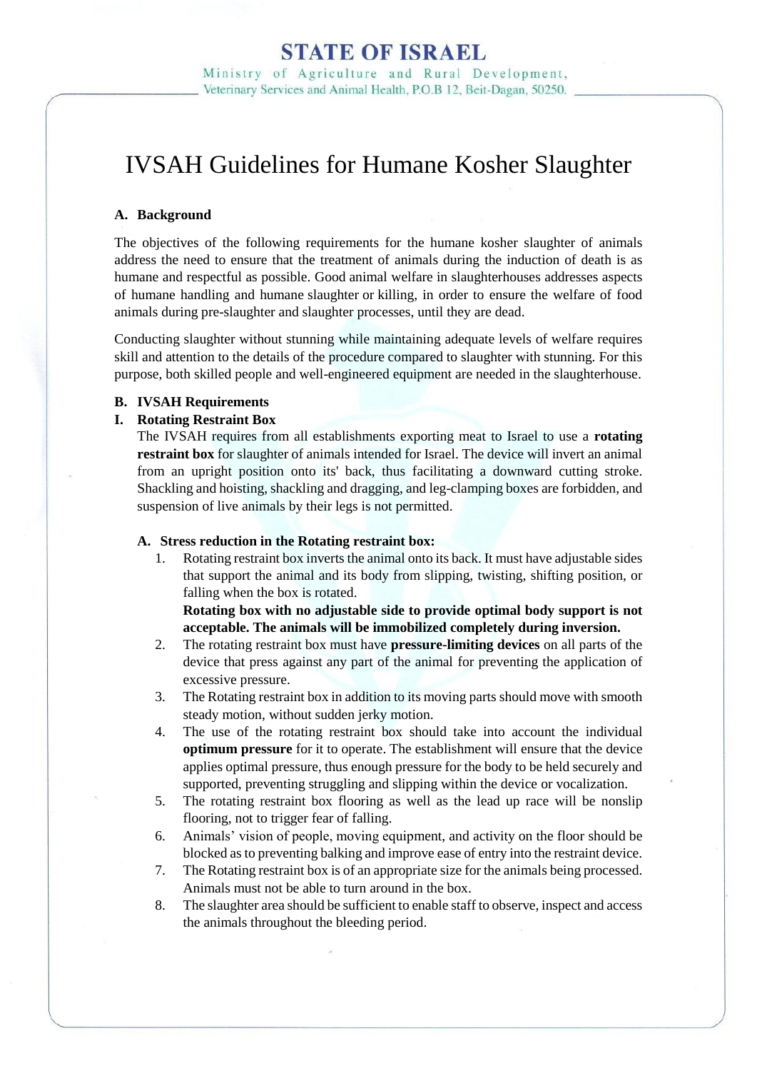# STATE OF ISRAEL

Ministry of Agriculture and Rural Development,
Veterinary Services and Animal Health, P.O.B 12, Beit-Dagan, 50250.

# IVSAH Guidelines for Humane Kosher Slaughter

## A. Background

The objectives of the following requirements for the humane kosher slaughter of animals address the need to ensure that the treatment of animals during the induction of death is as humane and respectful as possible. Good animal welfare in slaughterhouses addresses aspects of humane handling and humane slaughter or killing, in order to ensure the welfare of food animals during pre-slaughter and slaughter processes, until they are dead.

Conducting slaughter without stunning while maintaining adequate levels of welfare requires skill and attention to the details of the procedure compared to slaughter with stunning. For this purpose, both skilled people and well-engineered equipment are needed in the slaughterhouse.

## B. IVSAH Requirements

### I. Rotating Restraint Box

The IVSAH requires from all establishments exporting meat to Israel to use a **rotating restraint box** for slaughter of animals intended for Israel. The device will invert an animal from an upright position onto its' back, thus facilitating a downward cutting stroke. Shackling and hoisting, shackling and dragging, and leg-clamping boxes are forbidden, and suspension of live animals by their legs is not permitted.

#### A. Stress reduction in the Rotating restraint box:

1. Rotating restraint box inverts the animal onto its back. It must have adjustable sides that support the animal and its body from slipping, twisting, shifting position, or falling when the box is rotated.
   **Rotating box with no adjustable side to provide optimal body support is not acceptable. The animals will be immobilized completely during inversion.**
2. The rotating restraint box must have **pressure-limiting devices** on all parts of the device that press against any part of the animal for preventing the application of excessive pressure.
3. The Rotating restraint box in addition to its moving parts should move with smooth steady motion, without sudden jerky motion.
4. The use of the rotating restraint box should take into account the individual **optimum pressure** for it to operate. The establishment will ensure that the device applies optimal pressure, thus enough pressure for the body to be held securely and supported, preventing struggling and slipping within the device or vocalization.
5. The rotating restraint box flooring as well as the lead up race will be nonslip flooring, not to trigger fear of falling.
6. Animals' vision of people, moving equipment, and activity on the floor should be blocked as to preventing balking and improve ease of entry into the restraint device.
7. The Rotating restraint box is of an appropriate size for the animals being processed. Animals must not be able to turn around in the box.
8. The slaughter area should be sufficient to enable staff to observe, inspect and access the animals throughout the bleeding period.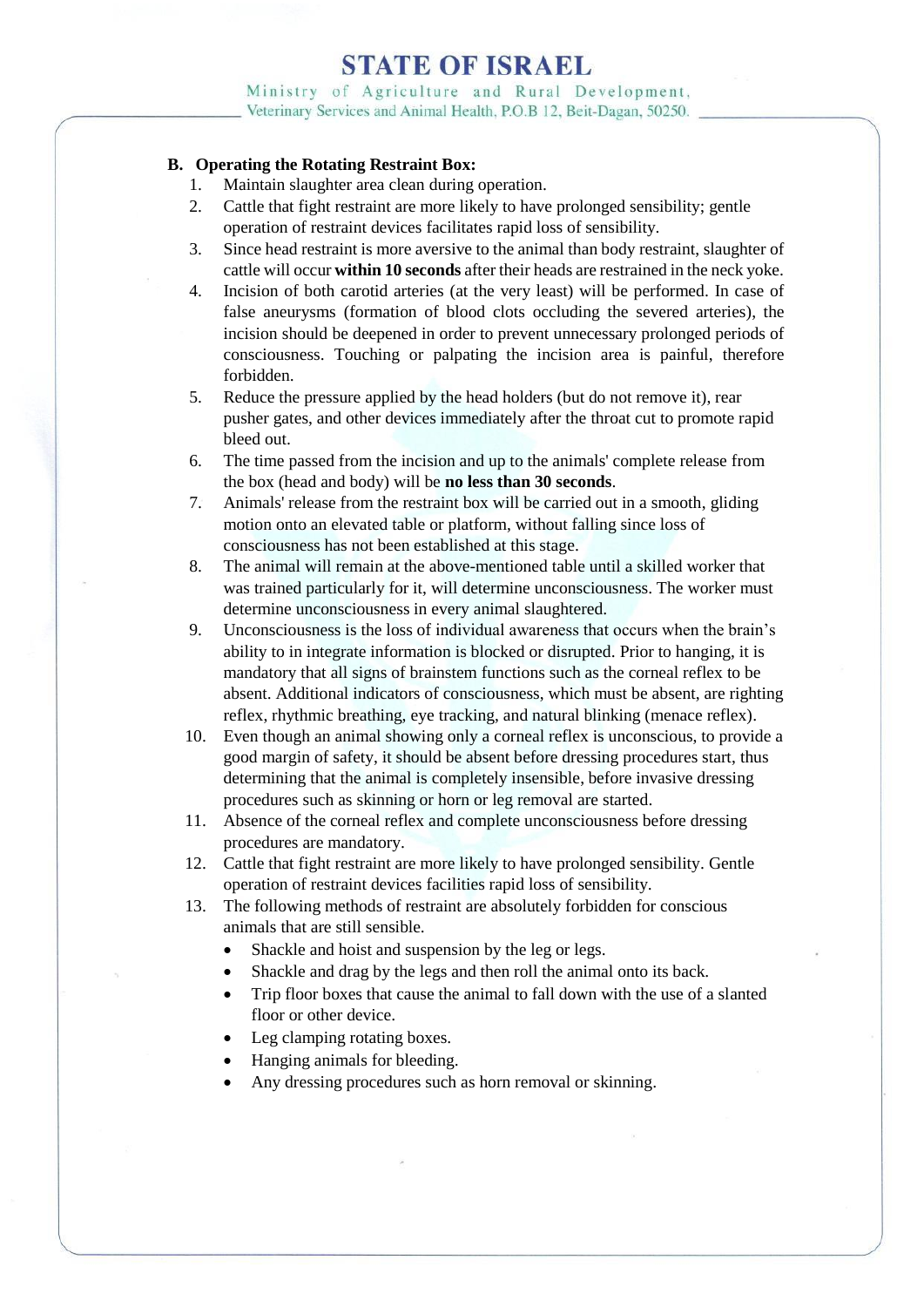**B. Operating the Rotating Restraint Box:**

1. Maintain slaughter area clean during operation.
2. Cattle that fight restraint are more likely to have prolonged sensibility; gentle operation of restraint devices facilitates rapid loss of sensibility.
3. Since head restraint is more aversive to the animal than body restraint, slaughter of cattle will occur **within 10 seconds** after their heads are restrained in the neck yoke.
4. Incision of both carotid arteries (at the very least) will be performed. In case of false aneurysms (formation of blood clots occluding the severed arteries), the incision should be deepened in order to prevent unnecessary prolonged periods of consciousness. Touching or palpating the incision area is painful, therefore forbidden.
5. Reduce the pressure applied by the head holders (but do not remove it), rear pusher gates, and other devices immediately after the throat cut to promote rapid bleed out.
6. The time passed from the incision and up to the animals' complete release from the box (head and body) will be **no less than 30 seconds**.
7. Animals' release from the restraint box will be carried out in a smooth, gliding motion onto an elevated table or platform, without falling since loss of consciousness has not been established at this stage.
8. The animal will remain at the above-mentioned table until a skilled worker that was trained particularly for it, will determine unconsciousness. The worker must determine unconsciousness in every animal slaughtered.
9. Unconsciousness is the loss of individual awareness that occurs when the brain's ability to in integrate information is blocked or disrupted. Prior to hanging, it is mandatory that all signs of brainstem functions such as the corneal reflex to be absent. Additional indicators of consciousness, which must be absent, are righting reflex, rhythmic breathing, eye tracking, and natural blinking (menace reflex).
10. Even though an animal showing only a corneal reflex is unconscious, to provide a good margin of safety, it should be absent before dressing procedures start, thus determining that the animal is completely insensible, before invasive dressing procedures such as skinning or horn or leg removal are started.
11. Absence of the corneal reflex and complete unconsciousness before dressing procedures are mandatory.
12. Cattle that fight restraint are more likely to have prolonged sensibility. Gentle operation of restraint devices facilities rapid loss of sensibility.
13. The following methods of restraint are absolutely forbidden for conscious animals that are still sensible.
    - Shackle and hoist and suspension by the leg or legs.
    - Shackle and drag by the legs and then roll the animal onto its back.
    - Trip floor boxes that cause the animal to fall down with the use of a slanted floor or other device.
    - Leg clamping rotating boxes.
    - Hanging animals for bleeding.
    - Any dressing procedures such as horn removal or skinning.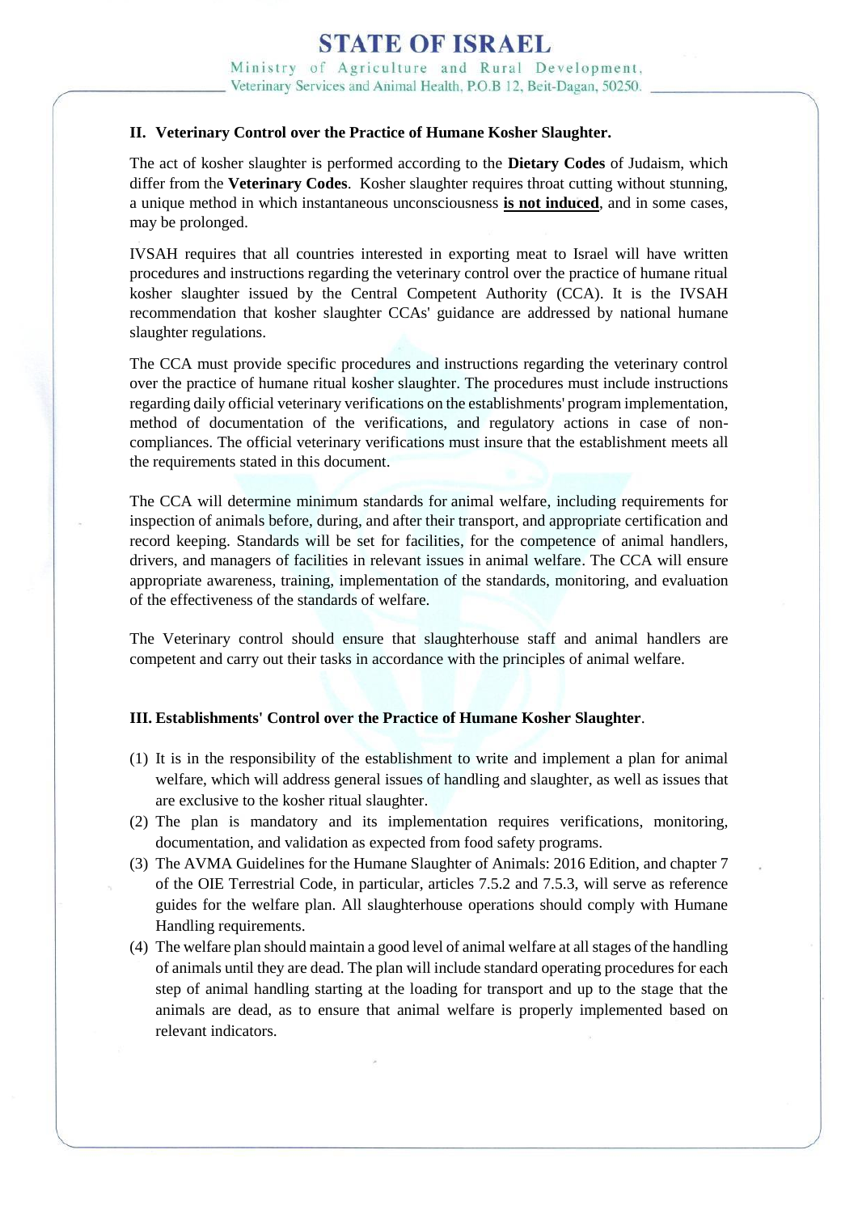## II. Veterinary Control over the Practice of Humane Kosher Slaughter.

The act of kosher slaughter is performed according to the **Dietary Codes** of Judaism, which differ from the **Veterinary Codes**. Kosher slaughter requires throat cutting without stunning, a unique method in which instantaneous unconsciousness <u>**is not induced**</u>, and in some cases, may be prolonged.

IVSAH requires that all countries interested in exporting meat to Israel will have written procedures and instructions regarding the veterinary control over the practice of humane ritual kosher slaughter issued by the Central Competent Authority (CCA). It is the IVSAH recommendation that kosher slaughter CCAs' guidance are addressed by national humane slaughter regulations.

The CCA must provide specific procedures and instructions regarding the veterinary control over the practice of humane ritual kosher slaughter. The procedures must include instructions regarding daily official veterinary verifications on the establishments' program implementation, method of documentation of the verifications, and regulatory actions in case of non-compliances. The official veterinary verifications must insure that the establishment meets all the requirements stated in this document.

The CCA will determine minimum standards for animal welfare, including requirements for inspection of animals before, during, and after their transport, and appropriate certification and record keeping. Standards will be set for facilities, for the competence of animal handlers, drivers, and managers of facilities in relevant issues in animal welfare. The CCA will ensure appropriate awareness, training, implementation of the standards, monitoring, and evaluation of the effectiveness of the standards of welfare.

The Veterinary control should ensure that slaughterhouse staff and animal handlers are competent and carry out their tasks in accordance with the principles of animal welfare.

## III. Establishments' Control over the Practice of Humane Kosher Slaughter.

(1) It is in the responsibility of the establishment to write and implement a plan for animal welfare, which will address general issues of handling and slaughter, as well as issues that are exclusive to the kosher ritual slaughter.

(2) The plan is mandatory and its implementation requires verifications, monitoring, documentation, and validation as expected from food safety programs.

(3) The AVMA Guidelines for the Humane Slaughter of Animals: 2016 Edition, and chapter 7 of the OIE Terrestrial Code, in particular, articles 7.5.2 and 7.5.3, will serve as reference guides for the welfare plan. All slaughterhouse operations should comply with Humane Handling requirements.

(4) The welfare plan should maintain a good level of animal welfare at all stages of the handling of animals until they are dead. The plan will include standard operating procedures for each step of animal handling starting at the loading for transport and up to the stage that the animals are dead, as to ensure that animal welfare is properly implemented based on relevant indicators.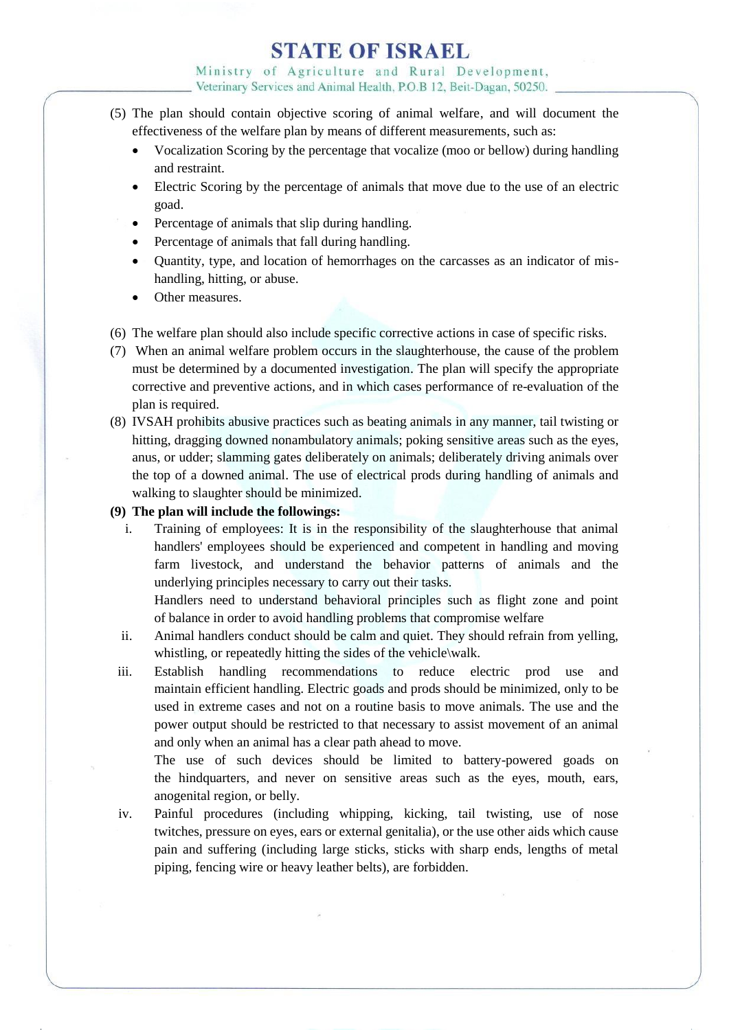(5) The plan should contain objective scoring of animal welfare, and will document the effectiveness of the welfare plan by means of different measurements, such as:

- Vocalization Scoring by the percentage that vocalize (moo or bellow) during handling and restraint.
- Electric Scoring by the percentage of animals that move due to the use of an electric goad.
- Percentage of animals that slip during handling.
- Percentage of animals that fall during handling.
- Quantity, type, and location of hemorrhages on the carcasses as an indicator of mis-handling, hitting, or abuse.
- Other measures.

(6) The welfare plan should also include specific corrective actions in case of specific risks.

(7) When an animal welfare problem occurs in the slaughterhouse, the cause of the problem must be determined by a documented investigation. The plan will specify the appropriate corrective and preventive actions, and in which cases performance of re-evaluation of the plan is required.

(8) IVSAH prohibits abusive practices such as beating animals in any manner, tail twisting or hitting, dragging downed nonambulatory animals; poking sensitive areas such as the eyes, anus, or udder; slamming gates deliberately on animals; deliberately driving animals over the top of a downed animal. The use of electrical prods during handling of animals and walking to slaughter should be minimized.

**(9) The plan will include the followings:**

i. Training of employees: It is in the responsibility of the slaughterhouse that animal handlers' employees should be experienced and competent in handling and moving farm livestock, and understand the behavior patterns of animals and the underlying principles necessary to carry out their tasks.
   Handlers need to understand behavioral principles such as flight zone and point of balance in order to avoid handling problems that compromise welfare

ii. Animal handlers conduct should be calm and quiet. They should refrain from yelling, whistling, or repeatedly hitting the sides of the vehicle\walk.

iii. Establish handling recommendations to reduce electric prod use and maintain efficient handling. Electric goads and prods should be minimized, only to be used in extreme cases and not on a routine basis to move animals. The use and the power output should be restricted to that necessary to assist movement of an animal and only when an animal has a clear path ahead to move.
   The use of such devices should be limited to battery-powered goads on the hindquarters, and never on sensitive areas such as the eyes, mouth, ears, anogenital region, or belly.

iv. Painful procedures (including whipping, kicking, tail twisting, use of nose twitches, pressure on eyes, ears or external genitalia), or the use other aids which cause pain and suffering (including large sticks, sticks with sharp ends, lengths of metal piping, fencing wire or heavy leather belts), are forbidden.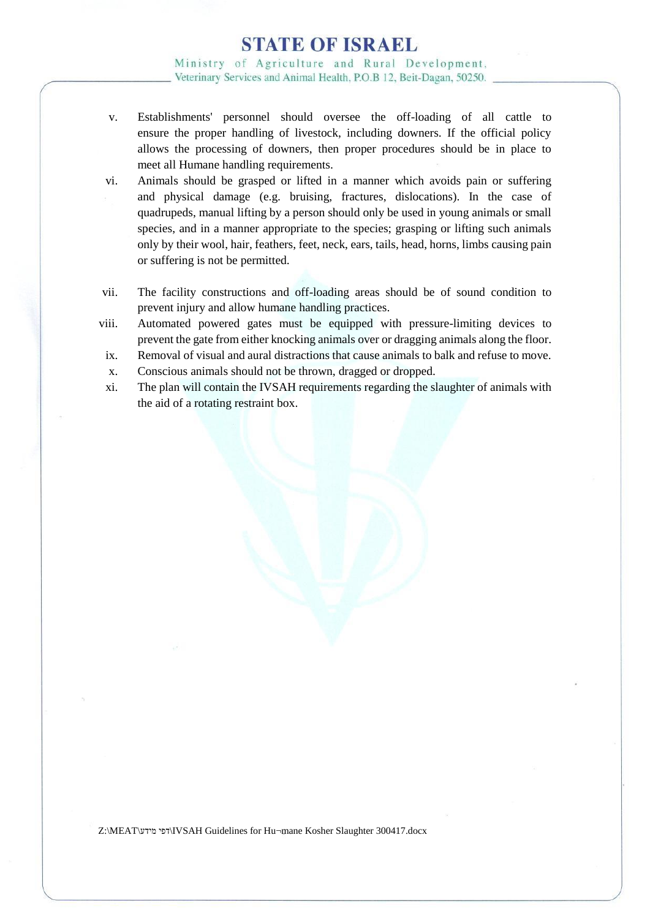v. Establishments' personnel should oversee the off-loading of all cattle to ensure the proper handling of livestock, including downers. If the official policy allows the processing of downers, then proper procedures should be in place to meet all Humane handling requirements.

vi. Animals should be grasped or lifted in a manner which avoids pain or suffering and physical damage (e.g. bruising, fractures, dislocations). In the case of quadrupeds, manual lifting by a person should only be used in young animals or small species, and in a manner appropriate to the species; grasping or lifting such animals only by their wool, hair, feathers, feet, neck, ears, tails, head, horns, limbs causing pain or suffering is not be permitted.

vii. The facility constructions and off-loading areas should be of sound condition to prevent injury and allow humane handling practices.

viii. Automated powered gates must be equipped with pressure-limiting devices to prevent the gate from either knocking animals over or dragging animals along the floor.

ix. Removal of visual and aural distractions that cause animals to balk and refuse to move.

x. Conscious animals should not be thrown, dragged or dropped.

xi. The plan will contain the IVSAH requirements regarding the slaughter of animals with the aid of a rotating restraint box.

Z:\MEAT\דפי מידע\IVSAH Guidelines for Hu¬mane Kosher Slaughter 300417.docx